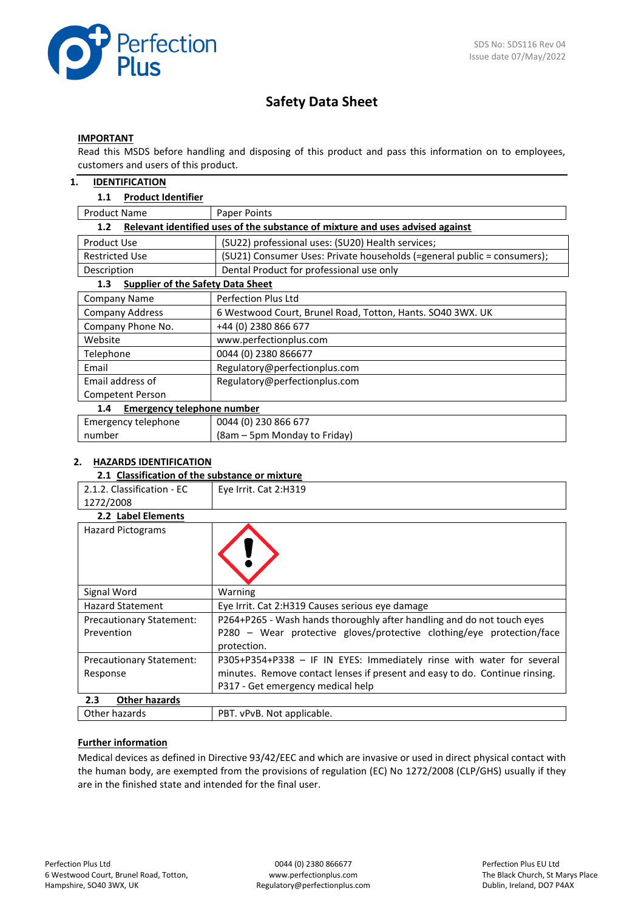SDS No: SDS116 Rev 04
Issue date 07/May/2022

# Safety Data Sheet

**IMPORTANT**

Read this MSDS before handling and disposing of this product and pass this information on to employees, customers and users of this product.

## 1. IDENTIFICATION

### 1.1 Product Identifier

| Product Name | Paper Points |
|---|---|

### 1.2 Relevant identified uses of the substance of mixture and uses advised against

| Product Use | (SU22) professional uses: (SU20) Health services; |
|---|---|
| Restricted Use | (SU21) Consumer Uses: Private households (=general public = consumers); |
| Description | Dental Product for professional use only |

### 1.3 Supplier of the Safety Data Sheet

| Company Name | Perfection Plus Ltd |
|---|---|
| Company Address | 6 Westwood Court, Brunel Road, Totton, Hants. SO40 3WX. UK |
| Company Phone No. | +44 (0) 2380 866 677 |
| Website | www.perfectionplus.com |
| Telephone | 0044 (0) 2380 866677 |
| Email | Regulatory@perfectionplus.com |
| Email address of Competent Person | Regulatory@perfectionplus.com |

### 1.4 Emergency telephone number

| Emergency telephone number | 0044 (0) 230 866 677 (8am – 5pm Monday to Friday) |
|---|---|

## 2. HAZARDS IDENTIFICATION

### 2.1 Classification of the substance or mixture

| 2.1.2. Classification - EC 1272/2008 | Eye Irrit. Cat 2:H319 |
|---|---|

### 2.2 Label Elements

| Hazard Pictograms | |
|---|---|
| Signal Word | Warning |
| Hazard Statement | Eye Irrit. Cat 2:H319 Causes serious eye damage |
| Precautionary Statement: Prevention | P264+P265 - Wash hands thoroughly after handling and do not touch eyes<br>P280 – Wear protective gloves/protective clothing/eye protection/face protection. |
| Precautionary Statement: Response | P305+P354+P338 – IF IN EYES: Immediately rinse with water for several minutes. Remove contact lenses if present and easy to do. Continue rinsing.<br>P317 - Get emergency medical help |

### 2.3 Other hazards

| Other hazards | PBT. vPvB. Not applicable. |
|---|---|

**Further information**

Medical devices as defined in Directive 93/42/EEC and which are invasive or used in direct physical contact with the human body, are exempted from the provisions of regulation (EC) No 1272/2008 (CLP/GHS) usually if they are in the finished state and intended for the final user.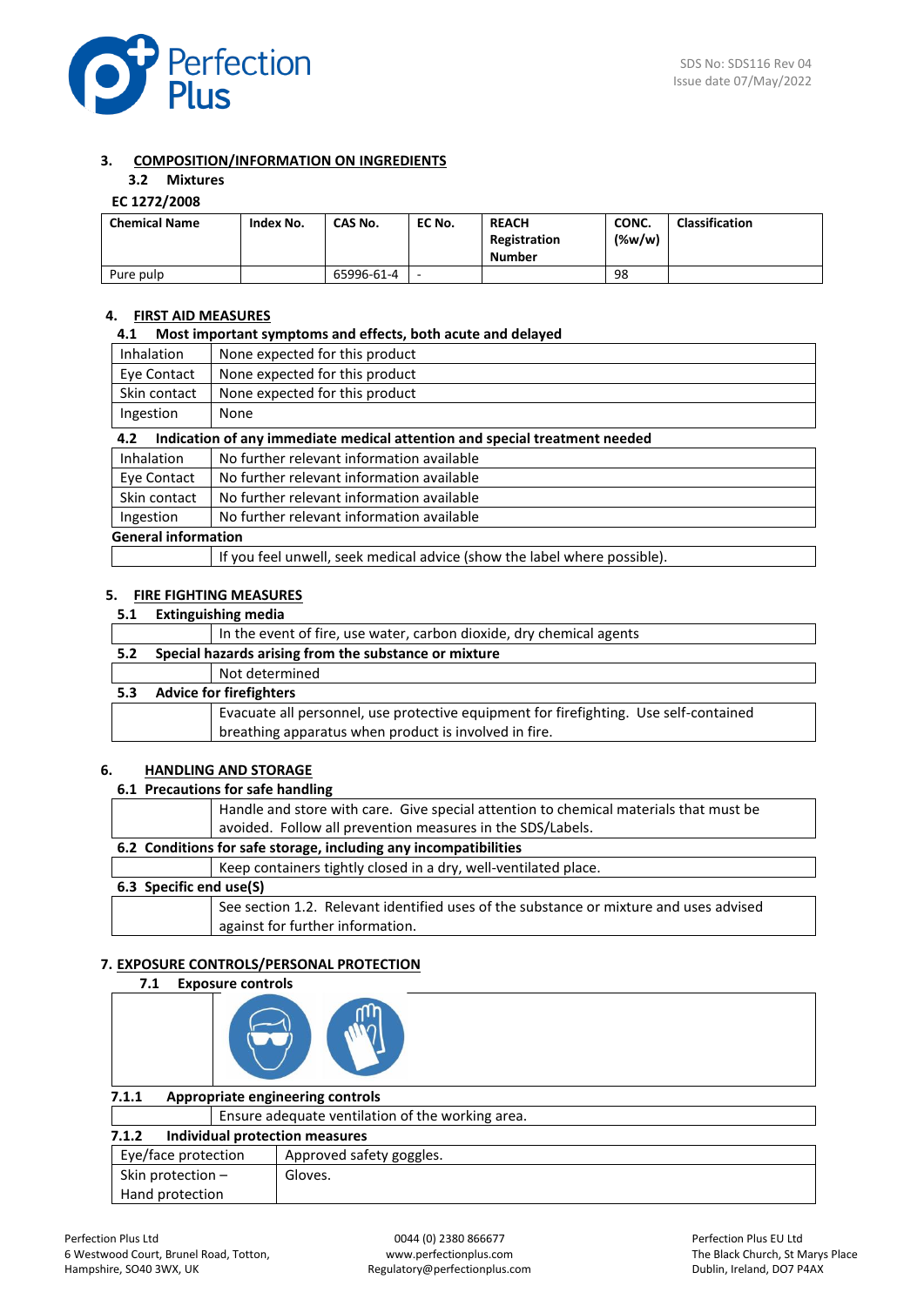## 3. COMPOSITION/INFORMATION ON INGREDIENTS

### 3.2 Mixtures

**EC 1272/2008**

| Chemical Name | Index No. | CAS No. | EC No. | REACH Registration Number | CONC. (%w/w) | Classification |
|---|---|---|---|---|---|---|
| Pure pulp | | 65996-61-4 | - | | 98 | |

## 4. FIRST AID MEASURES

### 4.1 Most important symptoms and effects, both acute and delayed

| | |
|---|---|
| Inhalation | None expected for this product |
| Eye Contact | None expected for this product |
| Skin contact | None expected for this product |
| Ingestion | None |

### 4.2 Indication of any immediate medical attention and special treatment needed

| | |
|---|---|
| Inhalation | No further relevant information available |
| Eye Contact | No further relevant information available |
| Skin contact | No further relevant information available |
| Ingestion | No further relevant information available |

**General information**

If you feel unwell, seek medical advice (show the label where possible).

## 5. FIRE FIGHTING MEASURES

### 5.1 Extinguishing media

In the event of fire, use water, carbon dioxide, dry chemical agents

### 5.2 Special hazards arising from the substance or mixture

Not determined

### 5.3 Advice for firefighters

Evacuate all personnel, use protective equipment for firefighting. Use self-contained breathing apparatus when product is involved in fire.

## 6. HANDLING AND STORAGE

### 6.1 Precautions for safe handling

Handle and store with care. Give special attention to chemical materials that must be avoided. Follow all prevention measures in the SDS/Labels.

### 6.2 Conditions for safe storage, including any incompatibilities

Keep containers tightly closed in a dry, well-ventilated place.

### 6.3 Specific end use(S)

See section 1.2. Relevant identified uses of the substance or mixture and uses advised against for further information.

## 7. EXPOSURE CONTROLS/PERSONAL PROTECTION

### 7.1 Exposure controls

#### 7.1.1 Appropriate engineering controls

Ensure adequate ventilation of the working area.

#### 7.1.2 Individual protection measures

| | |
|---|---|
| Eye/face protection | Approved safety goggles. |
| Skin protection – Hand protection | Gloves. |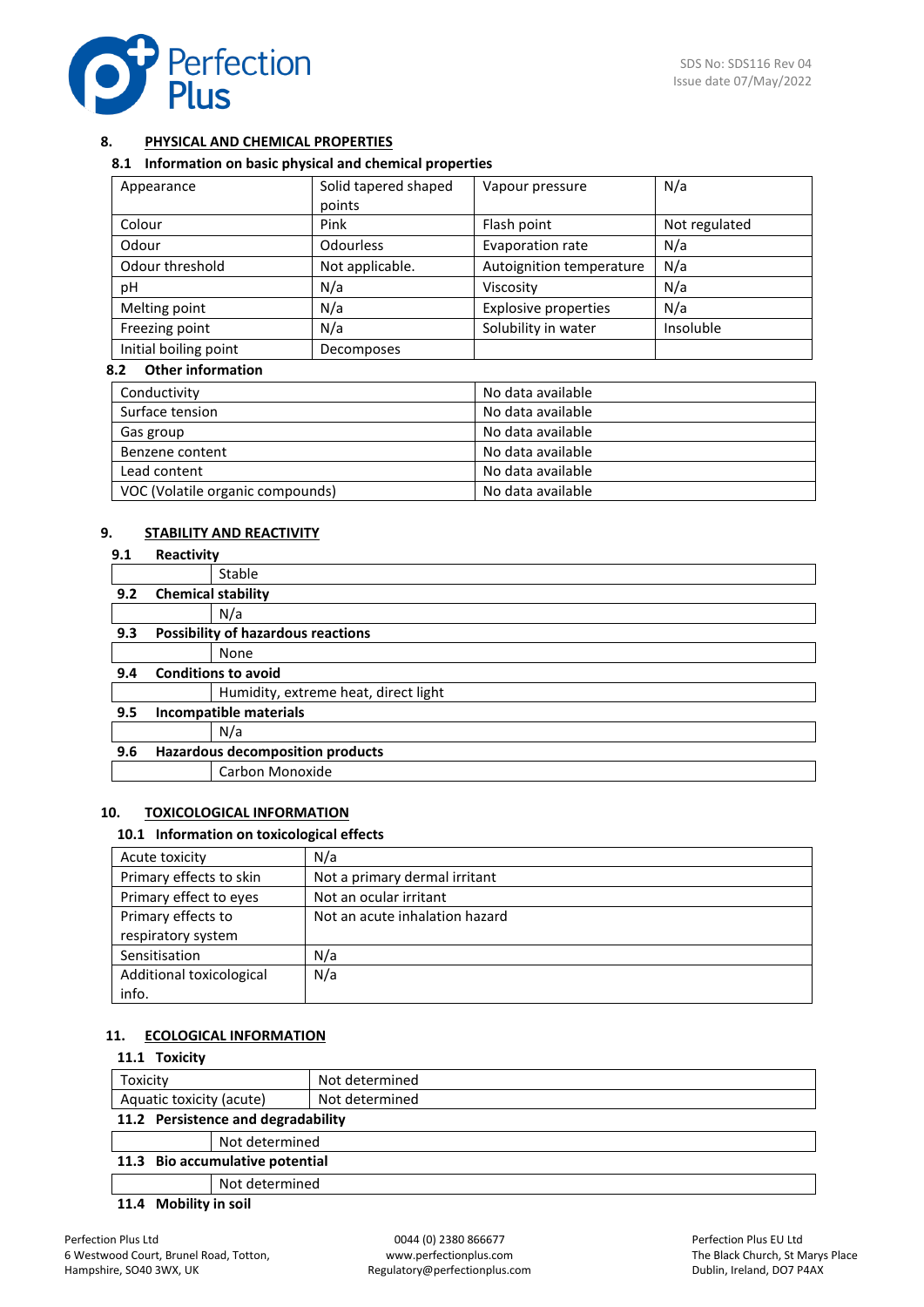## 8. PHYSICAL AND CHEMICAL PROPERTIES

### 8.1 Information on basic physical and chemical properties

| Appearance | Solid tapered shaped points | Vapour pressure | N/a |
|---|---|---|---|
| Colour | Pink | Flash point | Not regulated |
| Odour | Odourless | Evaporation rate | N/a |
| Odour threshold | Not applicable. | Autoignition temperature | N/a |
| pH | N/a | Viscosity | N/a |
| Melting point | N/a | Explosive properties | N/a |
| Freezing point | N/a | Solubility in water | Insoluble |
| Initial boiling point | Decomposes | | |

### 8.2 Other information

| Conductivity | No data available |
|---|---|
| Surface tension | No data available |
| Gas group | No data available |
| Benzene content | No data available |
| Lead content | No data available |
| VOC (Volatile organic compounds) | No data available |

## 9. STABILITY AND REACTIVITY

### 9.1 Reactivity

Stable

### 9.2 Chemical stability

N/a

### 9.3 Possibility of hazardous reactions

None

### 9.4 Conditions to avoid

Humidity, extreme heat, direct light

### 9.5 Incompatible materials

N/a

### 9.6 Hazardous decomposition products

Carbon Monoxide

## 10. TOXICOLOGICAL INFORMATION

### 10.1 Information on toxicological effects

| Acute toxicity | N/a |
|---|---|
| Primary effects to skin | Not a primary dermal irritant |
| Primary effect to eyes | Not an ocular irritant |
| Primary effects to respiratory system | Not an acute inhalation hazard |
| Sensitisation | N/a |
| Additional toxicological info. | N/a |

## 11. ECOLOGICAL INFORMATION

### 11.1 Toxicity

| Toxicity | Not determined |
|---|---|
| Aquatic toxicity (acute) | Not determined |

### 11.2 Persistence and degradability

Not determined

### 11.3 Bio accumulative potential

Not determined

### 11.4 Mobility in soil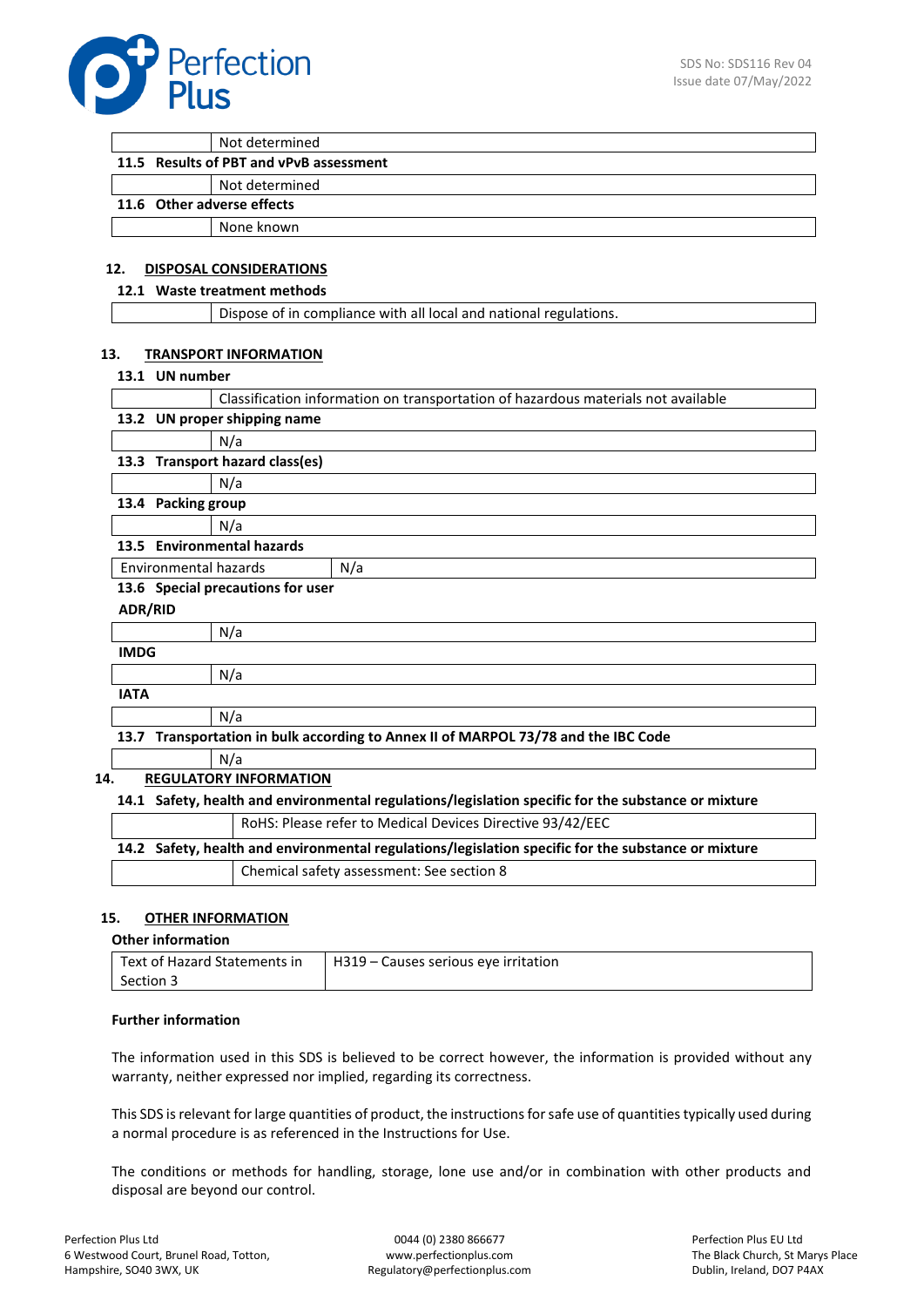| | Not determined |
|---|---|

**11.5 Results of PBT and vPvB assessment**

| | Not determined |
|---|---|

**11.6 Other adverse effects**

| | None known |
|---|---|

## 12. DISPOSAL CONSIDERATIONS

**12.1 Waste treatment methods**

| | Dispose of in compliance with all local and national regulations. |
|---|---|

## 13. TRANSPORT INFORMATION

**13.1 UN number**

| | Classification information on transportation of hazardous materials not available |
|---|---|

**13.2 UN proper shipping name**

| | N/a |
|---|---|

**13.3 Transport hazard class(es)**

| | N/a |
|---|---|

**13.4 Packing group**

| | N/a |
|---|---|

**13.5 Environmental hazards**

| Environmental hazards | N/a |
|---|---|

**13.6 Special precautions for user**

**ADR/RID**

| | N/a |
|---|---|

**IMDG**

| | N/a |
|---|---|

**IATA**

| | N/a |
|---|---|

**13.7 Transportation in bulk according to Annex II of MARPOL 73/78 and the IBC Code**

| | N/a |
|---|---|

## 14. REGULATORY INFORMATION

**14.1 Safety, health and environmental regulations/legislation specific for the substance or mixture**

| | RoHS: Please refer to Medical Devices Directive 93/42/EEC |
|---|---|

**14.2 Safety, health and environmental regulations/legislation specific for the substance or mixture**

| | Chemical safety assessment: See section 8 |
|---|---|

## 15. OTHER INFORMATION

**Other information**

| Text of Hazard Statements in Section 3 | H319 – Causes serious eye irritation |
|---|---|

**Further information**

The information used in this SDS is believed to be correct however, the information is provided without any warranty, neither expressed nor implied, regarding its correctness.

This SDS is relevant for large quantities of product, the instructions for safe use of quantities typically used during a normal procedure is as referenced in the Instructions for Use.

The conditions or methods for handling, storage, lone use and/or in combination with other products and disposal are beyond our control.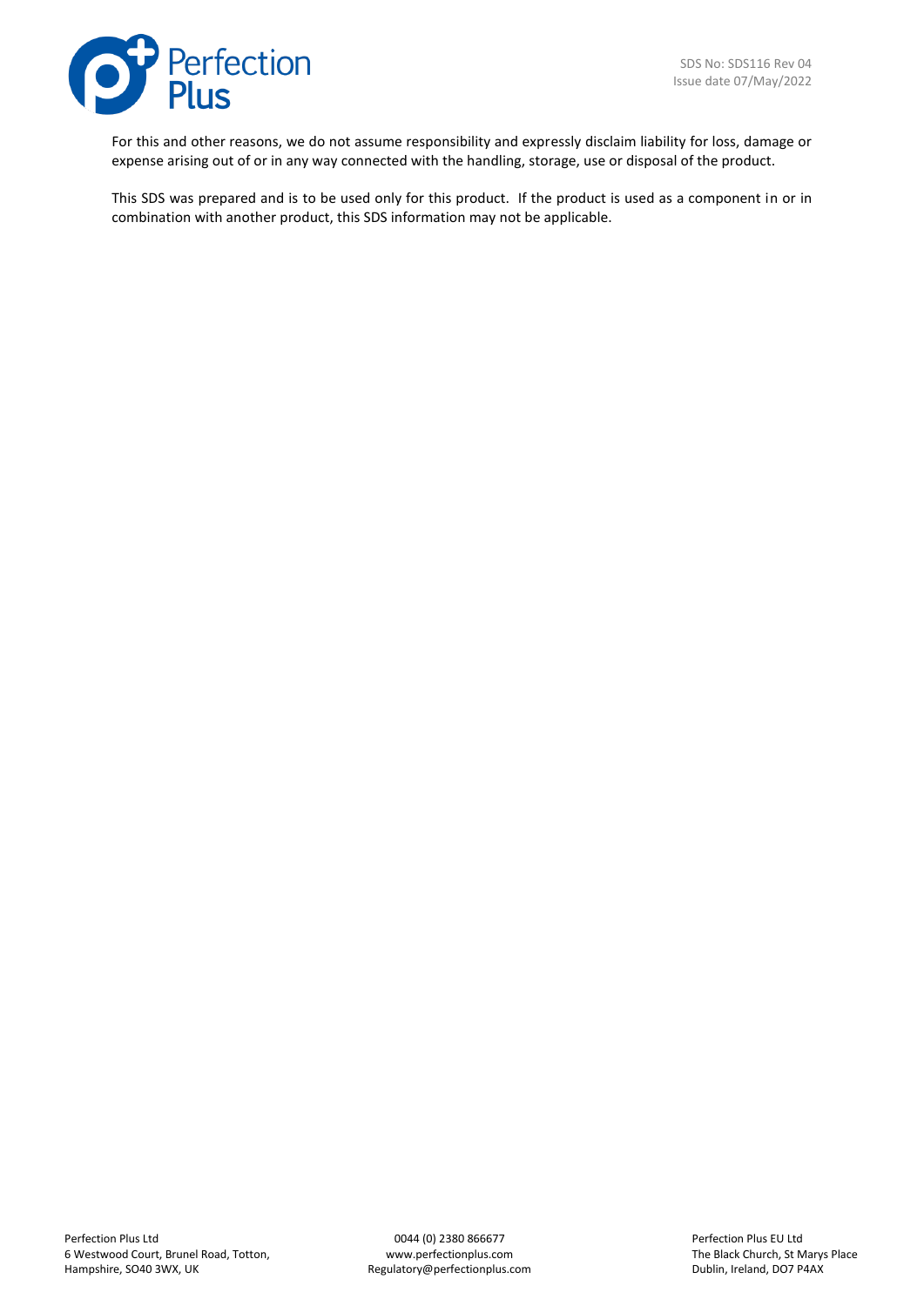For this and other reasons, we do not assume responsibility and expressly disclaim liability for loss, damage or expense arising out of or in any way connected with the handling, storage, use or disposal of the product.

This SDS was prepared and is to be used only for this product. If the product is used as a component in or in combination with another product, this SDS information may not be applicable.